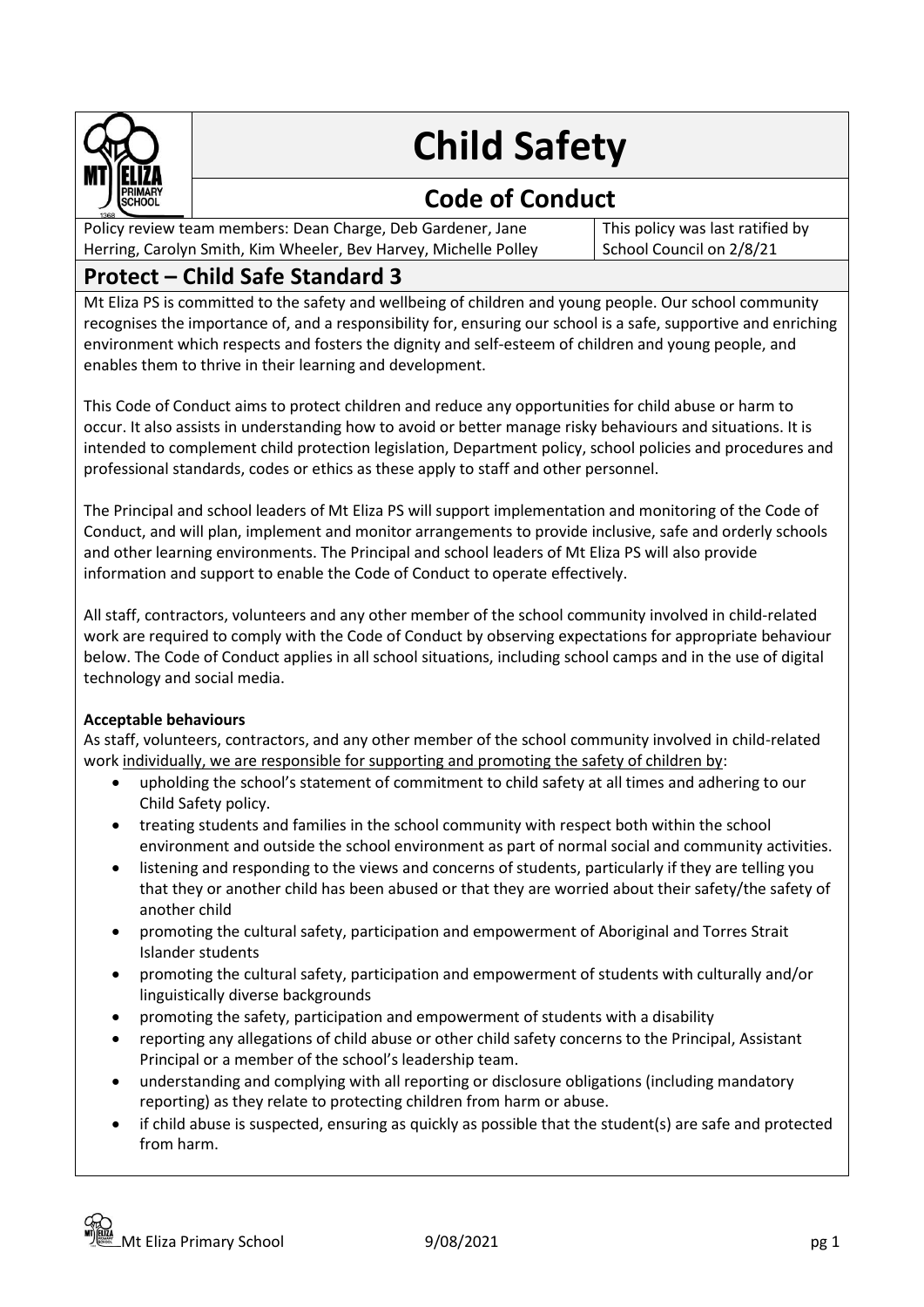# Child Safety

## Code of Conduct

| Policy review team members: Dean Charge, Deb Gardener, Jane Herring, Carolyn Smith, Kim Wheeler, Bev Harvey, Michelle Polley | This policy was last ratified by School Council on 2/8/21 |
|---|---|

## Protect – Child Safe Standard 3

Mt Eliza PS is committed to the safety and wellbeing of children and young people. Our school community recognises the importance of, and a responsibility for, ensuring our school is a safe, supportive and enriching environment which respects and fosters the dignity and self-esteem of children and young people, and enables them to thrive in their learning and development.

This Code of Conduct aims to protect children and reduce any opportunities for child abuse or harm to occur. It also assists in understanding how to avoid or better manage risky behaviours and situations. It is intended to complement child protection legislation, Department policy, school policies and procedures and professional standards, codes or ethics as these apply to staff and other personnel.

The Principal and school leaders of Mt Eliza PS will support implementation and monitoring of the Code of Conduct, and will plan, implement and monitor arrangements to provide inclusive, safe and orderly schools and other learning environments. The Principal and school leaders of Mt Eliza PS will also provide information and support to enable the Code of Conduct to operate effectively.

All staff, contractors, volunteers and any other member of the school community involved in child-related work are required to comply with the Code of Conduct by observing expectations for appropriate behaviour below. The Code of Conduct applies in all school situations, including school camps and in the use of digital technology and social media.

**Acceptable behaviours**

As staff, volunteers, contractors, and any other member of the school community involved in child-related work individually, we are responsible for supporting and promoting the safety of children by:

- upholding the school's statement of commitment to child safety at all times and adhering to our Child Safety policy.
- treating students and families in the school community with respect both within the school environment and outside the school environment as part of normal social and community activities.
- listening and responding to the views and concerns of students, particularly if they are telling you that they or another child has been abused or that they are worried about their safety/the safety of another child
- promoting the cultural safety, participation and empowerment of Aboriginal and Torres Strait Islander students
- promoting the cultural safety, participation and empowerment of students with culturally and/or linguistically diverse backgrounds
- promoting the safety, participation and empowerment of students with a disability
- reporting any allegations of child abuse or other child safety concerns to the Principal, Assistant Principal or a member of the school's leadership team.
- understanding and complying with all reporting or disclosure obligations (including mandatory reporting) as they relate to protecting children from harm or abuse.
- if child abuse is suspected, ensuring as quickly as possible that the student(s) are safe and protected from harm.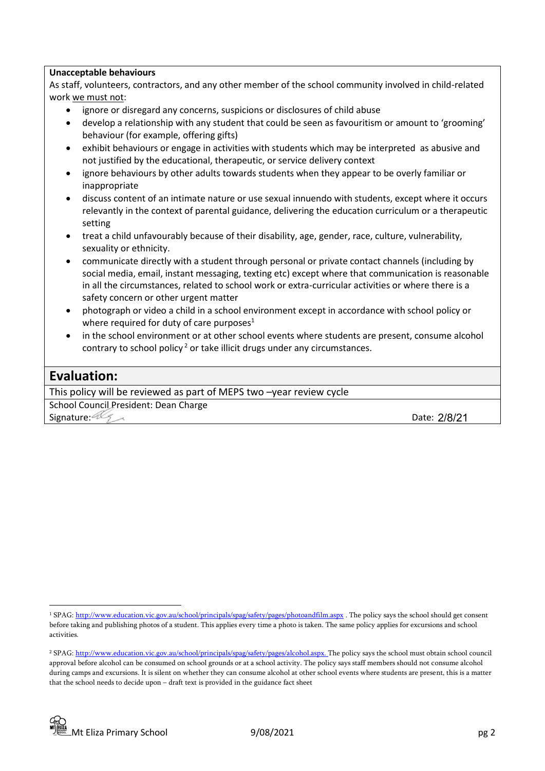**Unacceptable behaviours**

As staff, volunteers, contractors, and any other member of the school community involved in child-related work we must not:

- ignore or disregard any concerns, suspicions or disclosures of child abuse
- develop a relationship with any student that could be seen as favouritism or amount to 'grooming' behaviour (for example, offering gifts)
- exhibit behaviours or engage in activities with students which may be interpreted as abusive and not justified by the educational, therapeutic, or service delivery context
- ignore behaviours by other adults towards students when they appear to be overly familiar or inappropriate
- discuss content of an intimate nature or use sexual innuendo with students, except where it occurs relevantly in the context of parental guidance, delivering the education curriculum or a therapeutic setting
- treat a child unfavourably because of their disability, age, gender, race, culture, vulnerability, sexuality or ethnicity.
- communicate directly with a student through personal or private contact channels (including by social media, email, instant messaging, texting etc) except where that communication is reasonable in all the circumstances, related to school work or extra-curricular activities or where there is a safety concern or other urgent matter
- photograph or video a child in a school environment except in accordance with school policy or where required for duty of care purposes[1]
- in the school environment or at other school events where students are present, consume alcohol contrary to school policy[2] or take illicit drugs under any circumstances.

## Evaluation:

This policy will be reviewed as part of MEPS two –year review cycle

School Council President: Dean Charge

Signature: Date: 2/8/21

---

[1] SPAG: http://www.education.vic.gov.au/school/principals/spag/safety/pages/photoandfilm.aspx . The policy says the school should get consent before taking and publishing photos of a student. This applies every time a photo is taken. The same policy applies for excursions and school activities.

[2] SPAG: http://www.education.vic.gov.au/school/principals/spag/safety/pages/alcohol.aspx. The policy says the school must obtain school council approval before alcohol can be consumed on school grounds or at a school activity. The policy says staff members should not consume alcohol during camps and excursions. It is silent on whether they can consume alcohol at other school events where students are present, this is a matter that the school needs to decide upon – draft text is provided in the guidance fact sheet